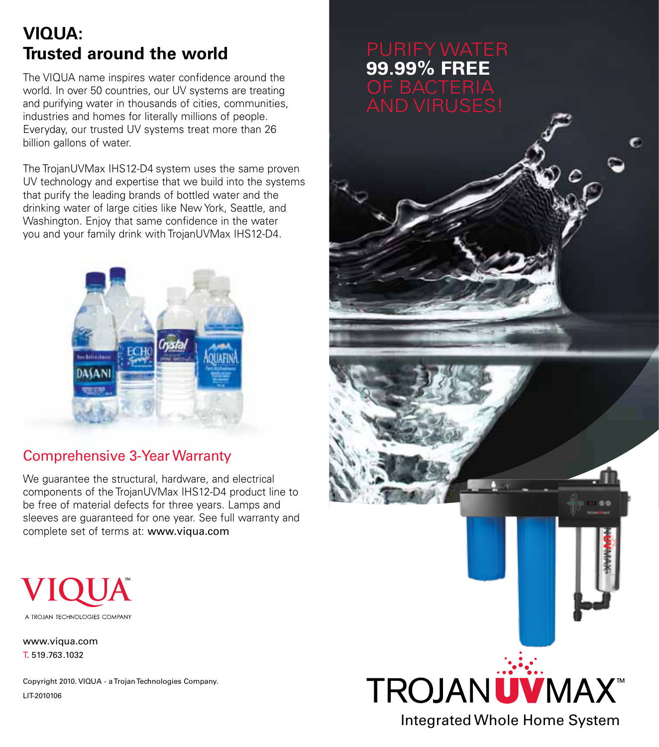# VIQUA: Trusted around the world

The VIQUA name inspires water confidence around the world. In over 50 countries, our UV systems are treating and purifying water in thousands of cities, communities, industries and homes for literally millions of people. Everyday, our trusted UV systems treat more than 26 billion gallons of water.

The TrojanUVMax IHS12-D4 system uses the same proven UV technology and expertise that we build into the systems that purify the leading brands of bottled water and the drinking water of large cities like New York, Seattle, and Washington. Enjoy that same confidence in the water you and your family drink with TrojanUVMax IHS12-D4.

## Comprehensive 3-Year Warranty

We guarantee the structural, hardware, and electrical components of the TrojanUVMax IHS12-D4 product line to be free of material defects for three years. Lamps and sleeves are guaranteed for one year. See full warranty and complete set of terms at: **www.viqua.com**

VIQUA™

A TROJAN TECHNOLOGIES COMPANY

www.viqua.com

T. 519.763.1032

Copyright 2010. VIQUA - a Trojan Technologies Company.

LIT-2010106

PURIFY WATER **99.99% FREE** OF BACTERIA AND VIRUSES!

# TROJAN UVMAX™

Integrated Whole Home System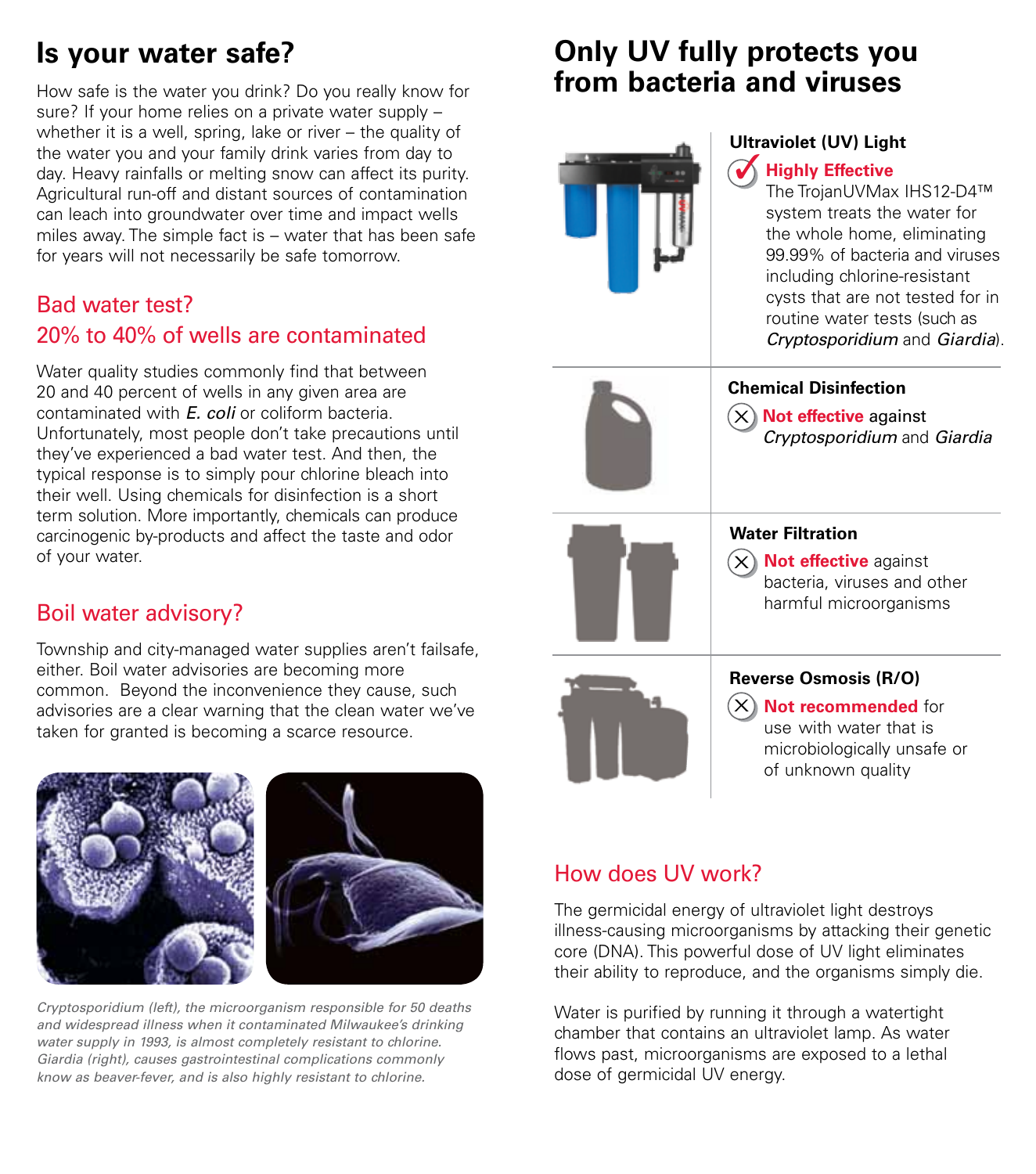# Is your water safe?

How safe is the water you drink? Do you really know for sure? If your home relies on a private water supply – whether it is a well, spring, lake or river – the quality of the water you and your family drink varies from day to day. Heavy rainfalls or melting snow can affect its purity. Agricultural run-off and distant sources of contamination can leach into groundwater over time and impact wells miles away. The simple fact is – water that has been safe for years will not necessarily be safe tomorrow.

## Bad water test?
## 20% to 40% of wells are contaminated

Water quality studies commonly find that between 20 and 40 percent of wells in any given area are contaminated with *E. coli* or coliform bacteria. Unfortunately, most people don't take precautions until they've experienced a bad water test. And then, the typical response is to simply pour chlorine bleach into their well. Using chemicals for disinfection is a short term solution. More importantly, chemicals can produce carcinogenic by-products and affect the taste and odor of your water.

## Boil water advisory?

Township and city-managed water supplies aren't failsafe, either. Boil water advisories are becoming more common. Beyond the inconvenience they cause, such advisories are a clear warning that the clean water we've taken for granted is becoming a scarce resource.

*Cryptosporidium (left), the microorganism responsible for 50 deaths and widespread illness when it contaminated Milwaukee's drinking water supply in 1993, is almost completely resistant to chlorine. Giardia (right), causes gastrointestinal complications commonly know as beaver-fever, and is also highly resistant to chlorine.*

# Only UV fully protects you from bacteria and viruses

### Ultraviolet (UV) Light

✓ **Highly Effective**
The TrojanUVMax IHS12-D4™ system treats the water for the whole home, eliminating 99.99% of bacteria and viruses including chlorine-resistant cysts that are not tested for in routine water tests (such as *Cryptosporidium* and *Giardia*).

### Chemical Disinfection

✗ **Not effective** against *Cryptosporidium* and *Giardia*

### Water Filtration

✗ **Not effective** against bacteria, viruses and other harmful microorganisms

### Reverse Osmosis (R/O)

✗ **Not recommended** for use with water that is microbiologically unsafe or of unknown quality

## How does UV work?

The germicidal energy of ultraviolet light destroys illness-causing microorganisms by attacking their genetic core (DNA). This powerful dose of UV light eliminates their ability to reproduce, and the organisms simply die.

Water is purified by running it through a watertight chamber that contains an ultraviolet lamp. As water flows past, microorganisms are exposed to a lethal dose of germicidal UV energy.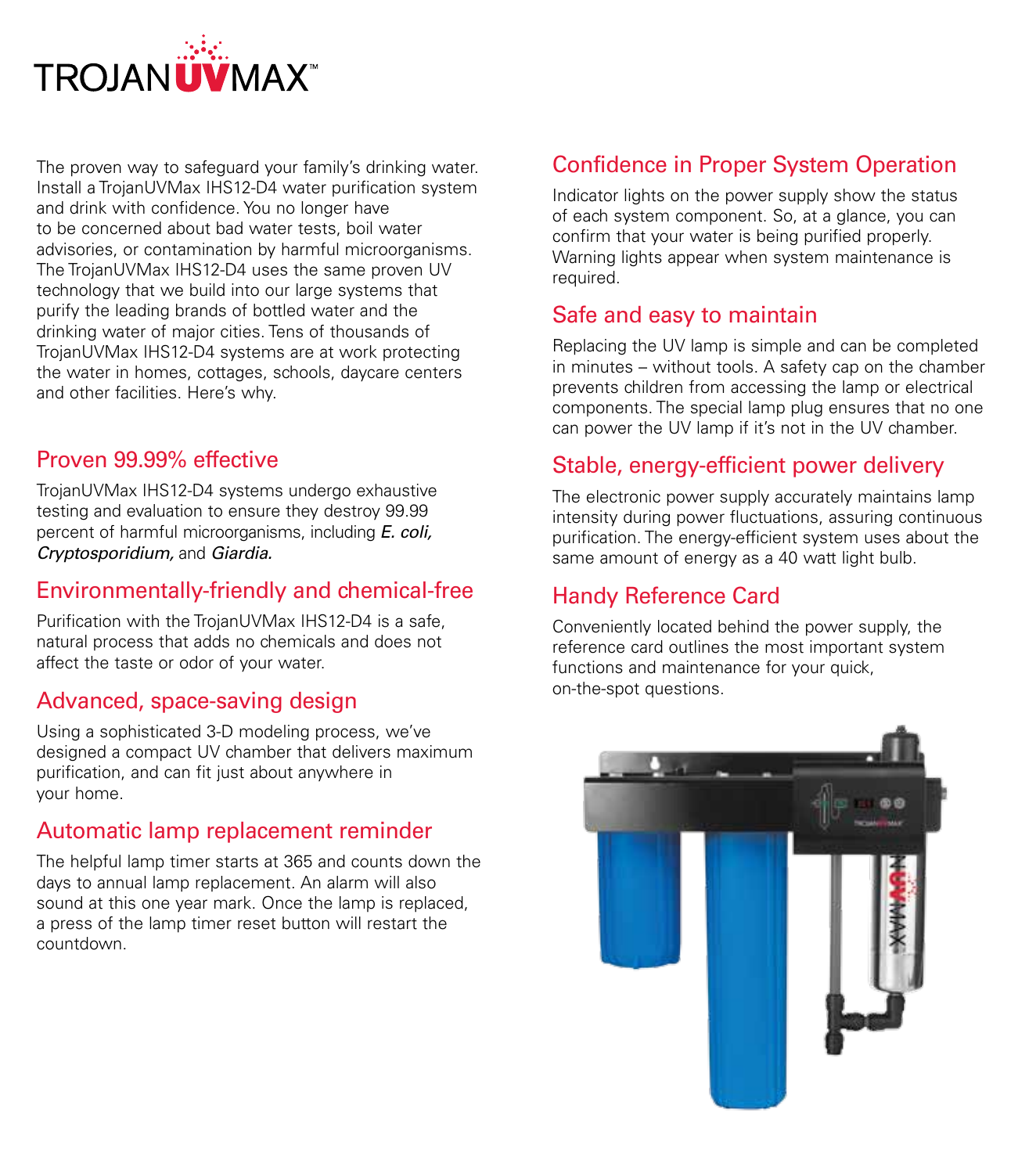# TROJANUVMAX™

The proven way to safeguard your family's drinking water. Install a TrojanUVMax IHS12-D4 water purification system and drink with confidence. You no longer have to be concerned about bad water tests, boil water advisories, or contamination by harmful microorganisms. The TrojanUVMax IHS12-D4 uses the same proven UV technology that we build into our large systems that purify the leading brands of bottled water and the drinking water of major cities. Tens of thousands of TrojanUVMax IHS12-D4 systems are at work protecting the water in homes, cottages, schools, daycare centers and other facilities. Here's why.

## Proven 99.99% effective

TrojanUVMax IHS12-D4 systems undergo exhaustive testing and evaluation to ensure they destroy 99.99 percent of harmful microorganisms, including ***E. coli, Cryptosporidium,*** and ***Giardia.***

## Environmentally-friendly and chemical-free

Purification with the TrojanUVMax IHS12-D4 is a safe, natural process that adds no chemicals and does not affect the taste or odor of your water.

## Advanced, space-saving design

Using a sophisticated 3-D modeling process, we've designed a compact UV chamber that delivers maximum purification, and can fit just about anywhere in your home.

## Automatic lamp replacement reminder

The helpful lamp timer starts at 365 and counts down the days to annual lamp replacement. An alarm will also sound at this one year mark. Once the lamp is replaced, a press of the lamp timer reset button will restart the countdown.

## Confidence in Proper System Operation

Indicator lights on the power supply show the status of each system component. So, at a glance, you can confirm that your water is being purified properly. Warning lights appear when system maintenance is required.

## Safe and easy to maintain

Replacing the UV lamp is simple and can be completed in minutes – without tools. A safety cap on the chamber prevents children from accessing the lamp or electrical components. The special lamp plug ensures that no one can power the UV lamp if it's not in the UV chamber.

## Stable, energy-efficient power delivery

The electronic power supply accurately maintains lamp intensity during power fluctuations, assuring continuous purification. The energy-efficient system uses about the same amount of energy as a 40 watt light bulb.

## Handy Reference Card

Conveniently located behind the power supply, the reference card outlines the most important system functions and maintenance for your quick, on-the-spot questions.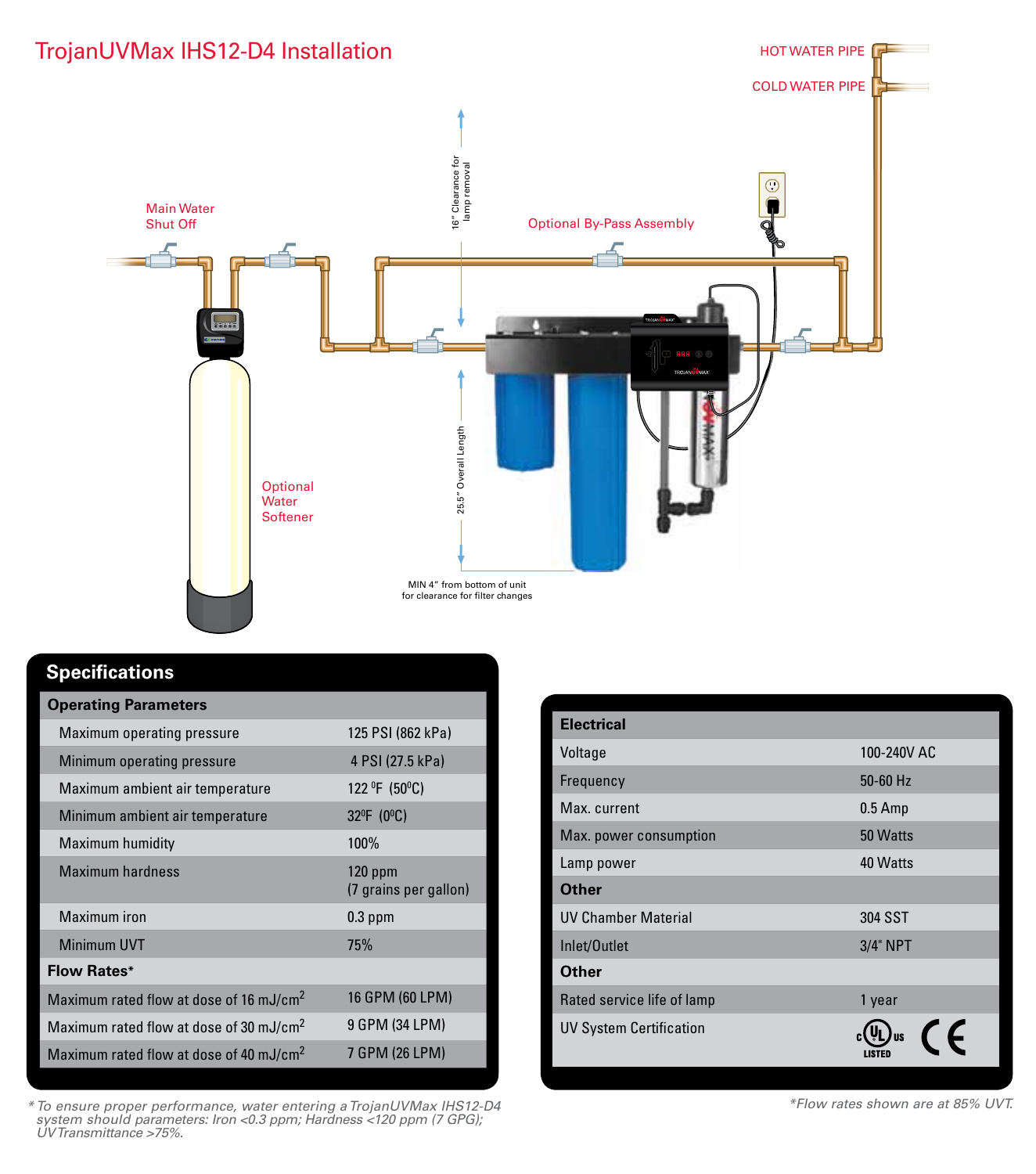# TrojanUVMax IHS12-D4 Installation

HOT WATER PIPE

COLD WATER PIPE

16" Clearance for lamp removal

Main Water Shut Off

Optional By-Pass Assembly

Optional Water Softener

25.5" Overall Length

MIN 4" from bottom of unit for clearance for filter changes

## Specifications

| | |
|---|---|
| **Operating Parameters** | |
| Maximum operating pressure | 125 PSI (862 kPa) |
| Minimum operating pressure | 4 PSI (27.5 kPa) |
| Maximum ambient air temperature | 122 °F (50°C) |
| Minimum ambient air temperature | 32°F (0°C) |
| Maximum humidity | 100% |
| Maximum hardness | 120 ppm (7 grains per gallon) |
| Maximum iron | 0.3 ppm |
| Minimum UVT | 75% |
| **Flow Rates*** | |
| Maximum rated flow at dose of 16 mJ/cm$^2$ | 16 GPM (60 LPM) |
| Maximum rated flow at dose of 30 mJ/cm$^2$ | 9 GPM (34 LPM) |
| Maximum rated flow at dose of 40 mJ/cm$^2$ | 7 GPM (26 LPM) |

*To ensure proper performance, water entering a TrojanUVMax IHS12-D4 system should parameters: Iron <0.3 ppm; Hardness <120 ppm (7 GPG); UV Transmittance >75%.*

| | |
|---|---|
| **Electrical** | |
| Voltage | 100-240V AC |
| Frequency | 50-60 Hz |
| Max. current | 0.5 Amp |
| Max. power consumption | 50 Watts |
| Lamp power | 40 Watts |
| **Other** | |
| UV Chamber Material | 304 SST |
| Inlet/Outlet | 3/4" NPT |
| **Other** | |
| Rated service life of lamp | 1 year |
| UV System Certification | cULus LISTED, CE |

*Flow rates shown are at 85% UVT.*